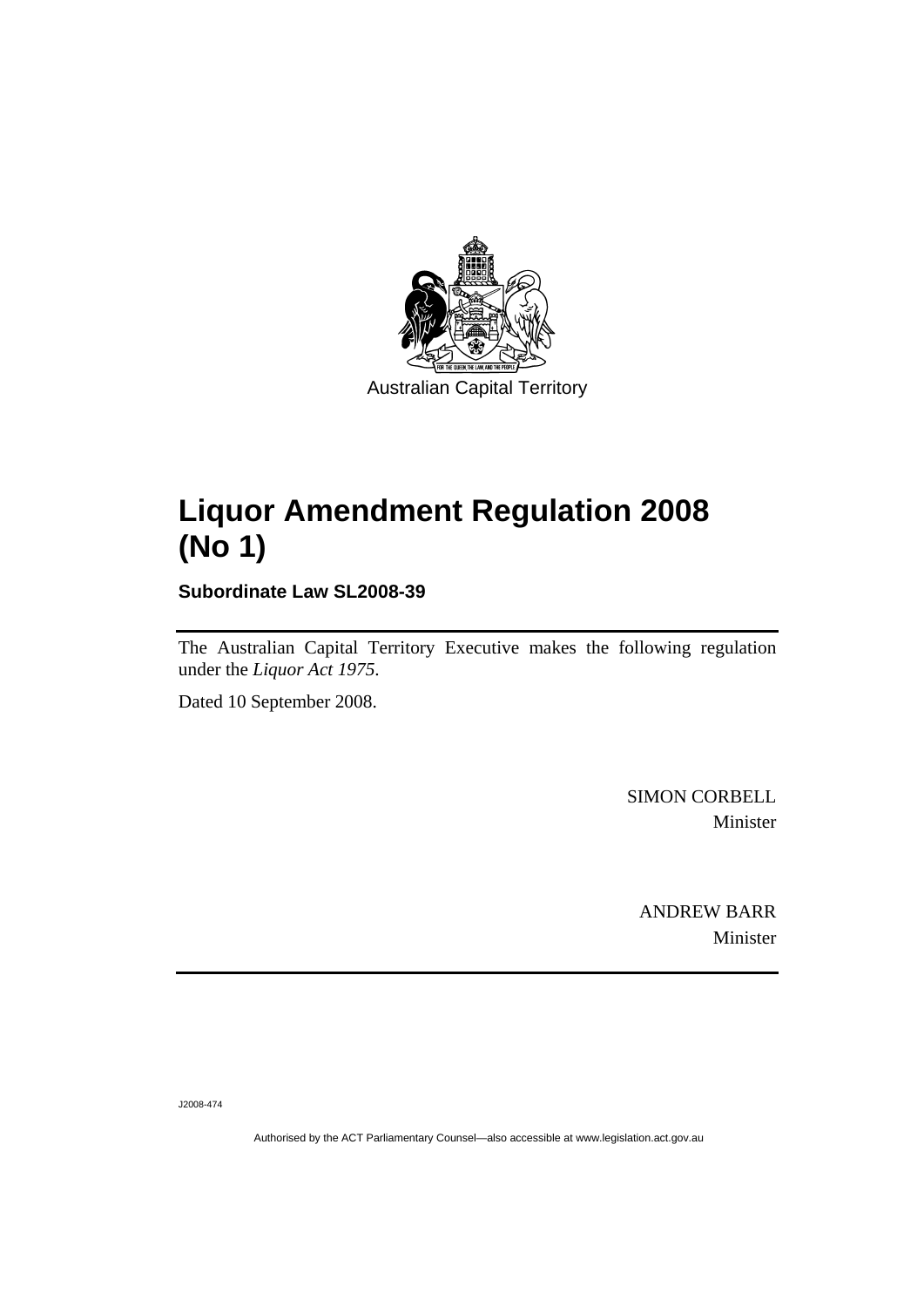Australian Capital Territory

# Liquor Amendment Regulation 2008 (No 1)

**Subordinate Law SL2008-39**

The Australian Capital Territory Executive makes the following regulation under the *Liquor Act 1975*.

Dated 10 September 2008.

SIMON CORBELL
Minister

ANDREW BARR
Minister

J2008-474

Authorised by the ACT Parliamentary Counsel—also accessible at www.legislation.act.gov.au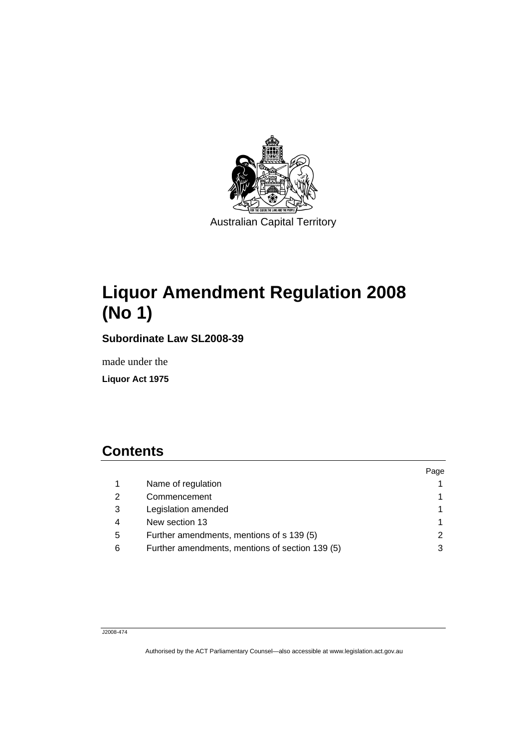Australian Capital Territory

# Liquor Amendment Regulation 2008 (No 1)

**Subordinate Law SL2008-39**

made under the

**Liquor Act 1975**

## Contents

| | | Page |
|---|---|---|
| 1 | Name of regulation | 1 |
| 2 | Commencement | 1 |
| 3 | Legislation amended | 1 |
| 4 | New section 13 | 1 |
| 5 | Further amendments, mentions of s 139 (5) | 2 |
| 6 | Further amendments, mentions of section 139 (5) | 3 |

J2008-474

Authorised by the ACT Parliamentary Counsel—also accessible at www.legislation.act.gov.au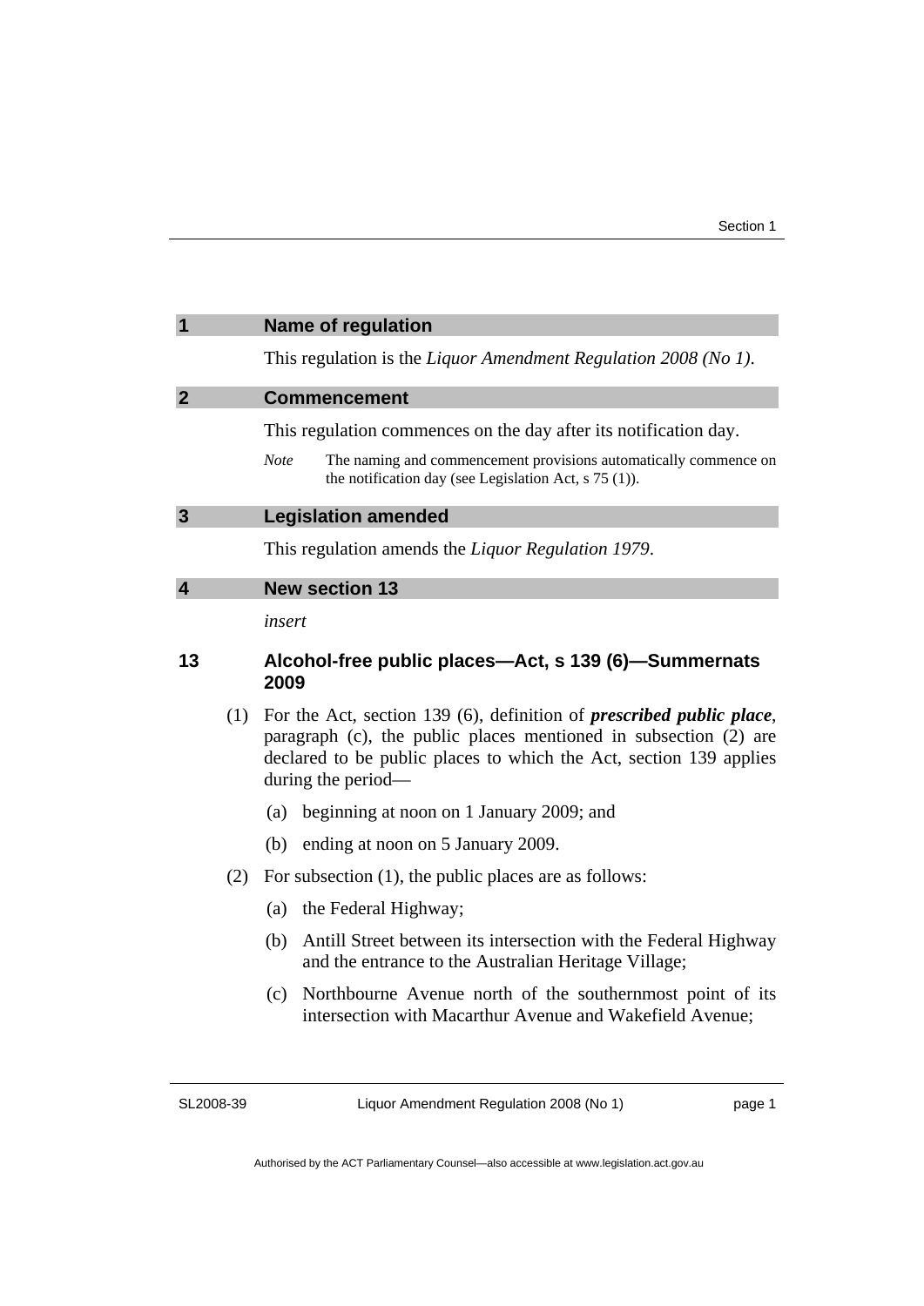## 1 Name of regulation

This regulation is the *Liquor Amendment Regulation 2008 (No 1)*.

## 2 Commencement

This regulation commences on the day after its notification day.

*Note* The naming and commencement provisions automatically commence on the notification day (see Legislation Act, s 75 (1)).

## 3 Legislation amended

This regulation amends the *Liquor Regulation 1979*.

## 4 New section 13

*insert*

### 13 Alcohol-free public places—Act, s 139 (6)—Summernats 2009

(1) For the Act, section 139 (6), definition of ***prescribed public place***, paragraph (c), the public places mentioned in subsection (2) are declared to be public places to which the Act, section 139 applies during the period—

(a) beginning at noon on 1 January 2009; and

(b) ending at noon on 5 January 2009.

(2) For subsection (1), the public places are as follows:

(a) the Federal Highway;

(b) Antill Street between its intersection with the Federal Highway and the entrance to the Australian Heritage Village;

(c) Northbourne Avenue north of the southernmost point of its intersection with Macarthur Avenue and Wakefield Avenue;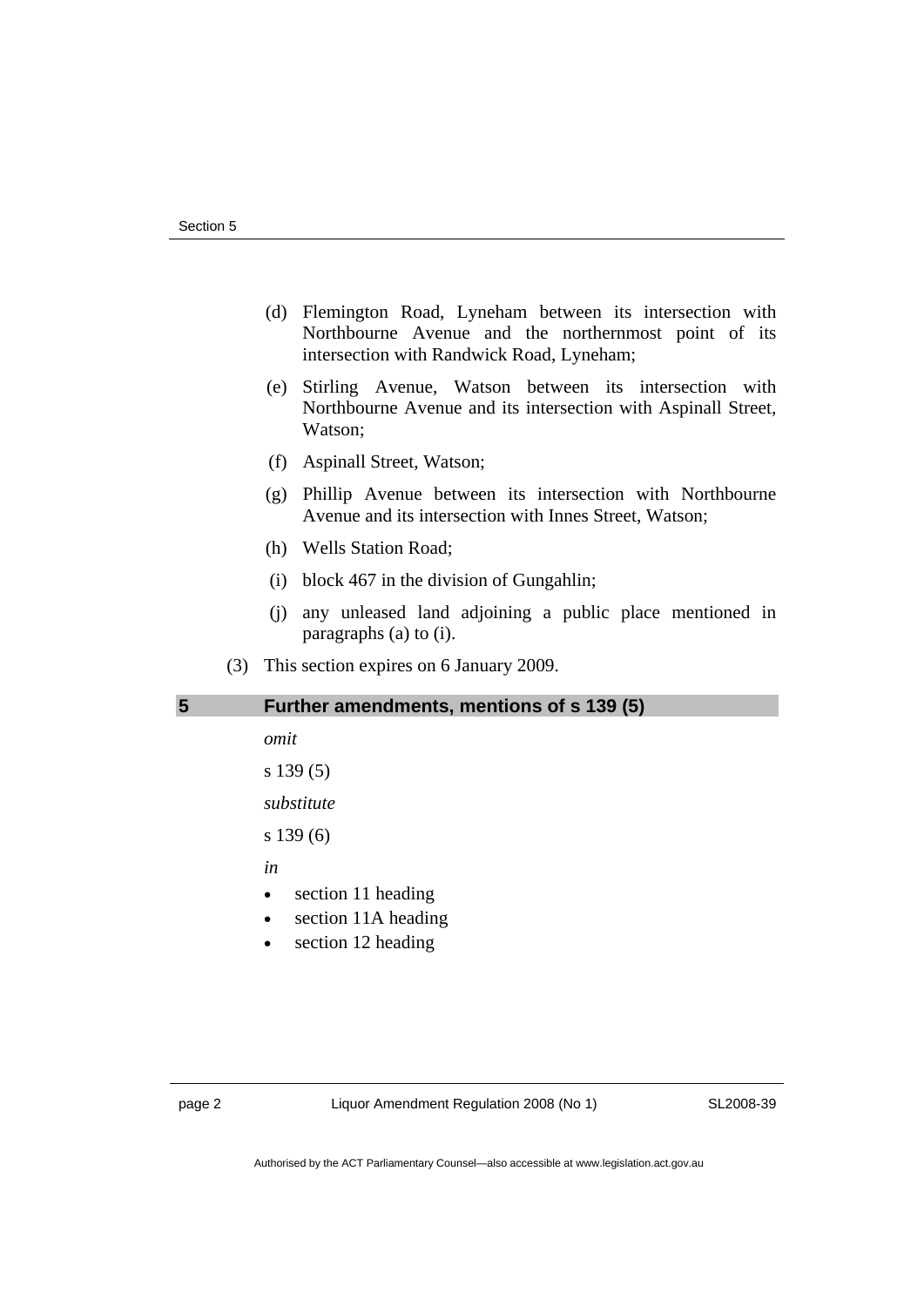(d) Flemington Road, Lyneham between its intersection with Northbourne Avenue and the northernmost point of its intersection with Randwick Road, Lyneham;

(e) Stirling Avenue, Watson between its intersection with Northbourne Avenue and its intersection with Aspinall Street, Watson;

(f) Aspinall Street, Watson;

(g) Phillip Avenue between its intersection with Northbourne Avenue and its intersection with Innes Street, Watson;

(h) Wells Station Road;

(i) block 467 in the division of Gungahlin;

(j) any unleased land adjoining a public place mentioned in paragraphs (a) to (i).

(3) This section expires on 6 January 2009.

## 5 Further amendments, mentions of s 139 (5)

*omit*

s 139 (5)

*substitute*

s 139 (6)

*in*

- section 11 heading
- section 11A heading
- section 12 heading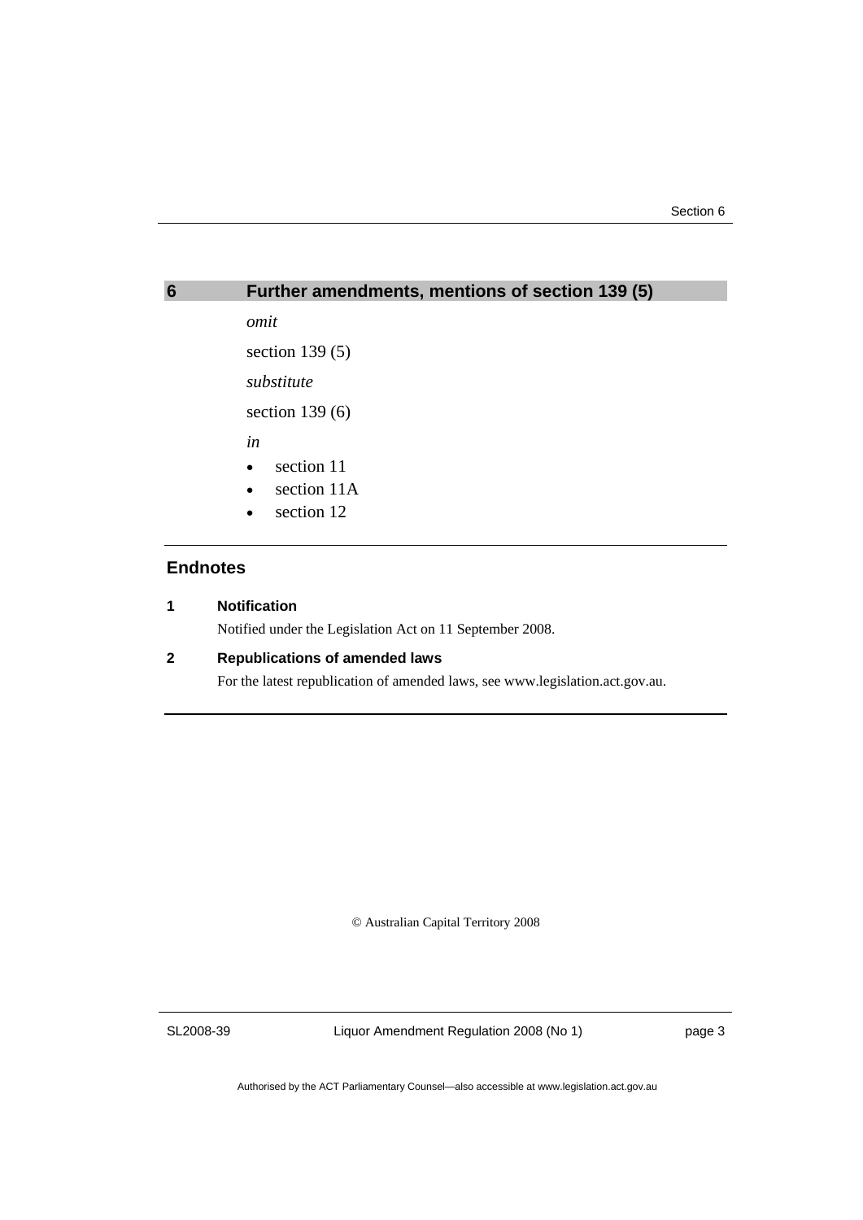## 6 Further amendments, mentions of section 139 (5)

*omit*

section 139 (5)

*substitute*

section 139 (6)

*in*

- section 11
- section 11A
- section 12

## Endnotes

### 1 Notification

Notified under the Legislation Act on 11 September 2008.

### 2 Republications of amended laws

For the latest republication of amended laws, see www.legislation.act.gov.au.

© Australian Capital Territory 2008